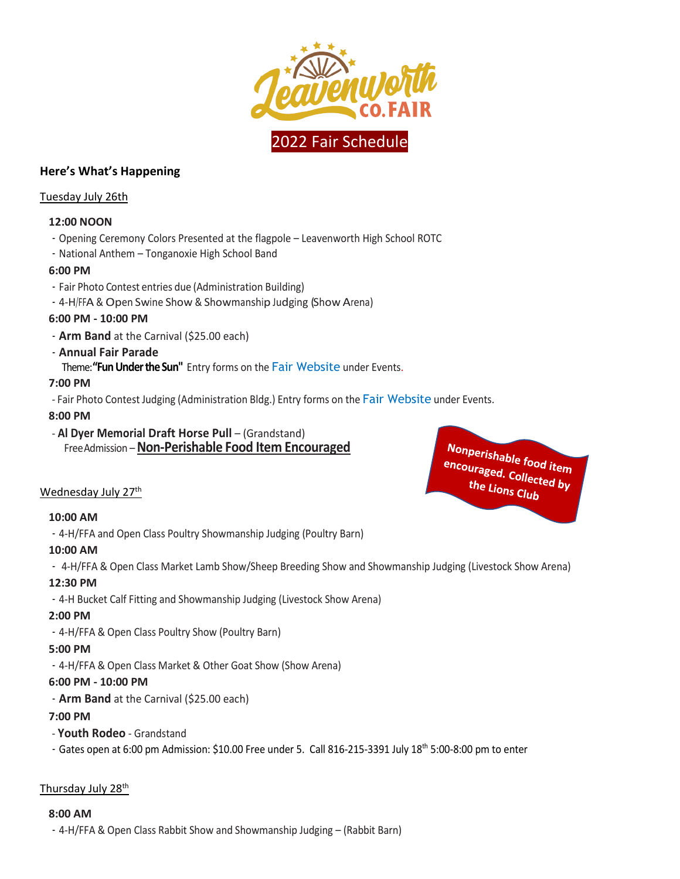Leavenworth CO. FAIR

# 2022 Fair Schedule

**Here's What's Happening**

Tuesday July 26th

**12:00 NOON**

- Opening Ceremony Colors Presented at the flagpole – Leavenworth High School ROTC
- National Anthem – Tonganoxie High School Band

**6:00 PM**

- Fair Photo Contest entries due (Administration Building)
- 4-H/FFA & Open Swine Show & Showmanship Judging (Show Arena)

**6:00 PM - 10:00 PM**

- **Arm Band** at the Carnival ($25.00 each)
- **Annual Fair Parade**
  Theme: **"Fun Under the Sun"** Entry forms on the Fair Website under Events.

**7:00 PM**

- Fair Photo Contest Judging (Administration Bldg.) Entry forms on the Fair Website under Events.

**8:00 PM**

- **Al Dyer Memorial Draft Horse Pull** – (Grandstand)
  Free Admission – **Non-Perishable Food Item Encouraged**

**Nonperishable food item encouraged. Collected by the Lions Club**

Wednesday July 27th

**10:00 AM**

- 4-H/FFA and Open Class Poultry Showmanship Judging (Poultry Barn)

**10:00 AM**

- 4-H/FFA & Open Class Market Lamb Show/Sheep Breeding Show and Showmanship Judging (Livestock Show Arena)

**12:30 PM**

- 4-H Bucket Calf Fitting and Showmanship Judging (Livestock Show Arena)

**2:00 PM**

- 4-H/FFA & Open Class Poultry Show (Poultry Barn)

**5:00 PM**

- 4-H/FFA & Open Class Market & Other Goat Show (Show Arena)

**6:00 PM - 10:00 PM**

- **Arm Band** at the Carnival ($25.00 each)

**7:00 PM**

- **Youth Rodeo** - Grandstand
- Gates open at 6:00 pm Admission: $10.00 Free under 5. Call 816-215-3391 July 18th 5:00-8:00 pm to enter

Thursday July 28th

**8:00 AM**

- 4-H/FFA & Open Class Rabbit Show and Showmanship Judging – (Rabbit Barn)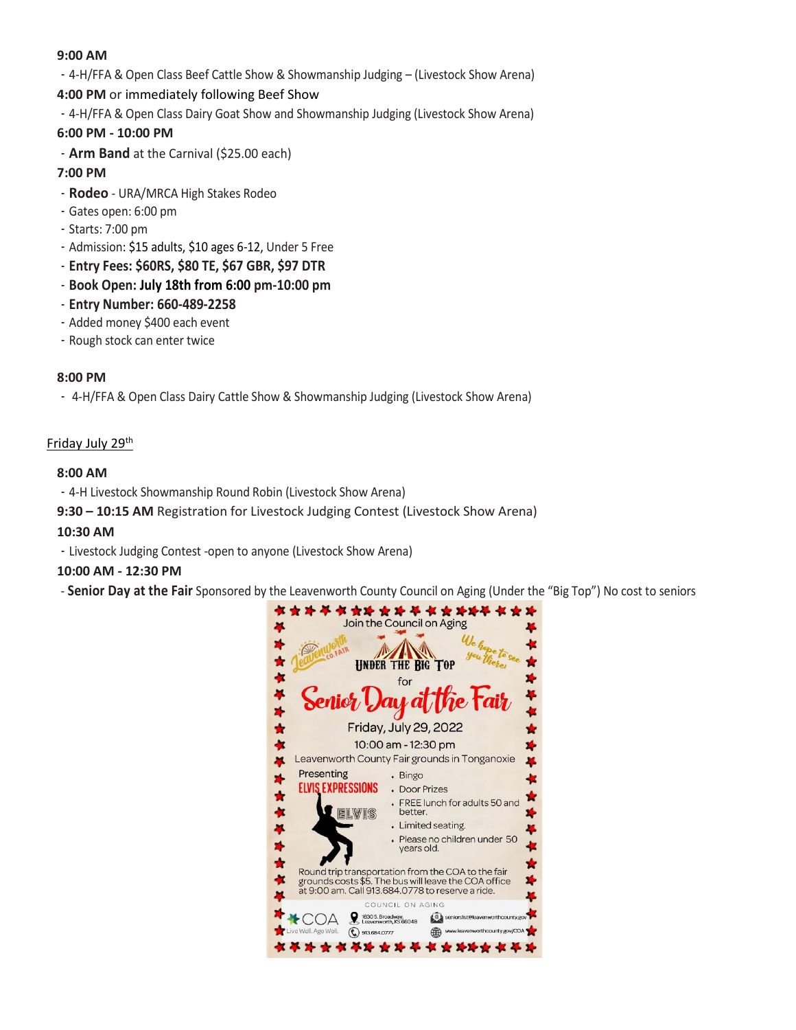**9:00 AM**

- 4-H/FFA & Open Class Beef Cattle Show & Showmanship Judging – (Livestock Show Arena)

**4:00 PM** or immediately following Beef Show

- 4-H/FFA & Open Class Dairy Goat Show and Showmanship Judging (Livestock Show Arena)

**6:00 PM - 10:00 PM**

- **Arm Band** at the Carnival ($25.00 each)

**7:00 PM**

- **Rodeo** - URA/MRCA High Stakes Rodeo
- Gates open: 6:00 pm
- Starts: 7:00 pm
- Admission: $15 adults, $10 ages 6-12, Under 5 Free
- **Entry Fees: $60RS, $80 TE, $67 GBR, $97 DTR**
- **Book Open: July 18th from 6:00 pm-10:00 pm**
- **Entry Number: 660-489-2258**
- Added money $400 each event
- Rough stock can enter twice

**8:00 PM**

- 4-H/FFA & Open Class Dairy Cattle Show & Showmanship Judging (Livestock Show Arena)

Friday July 29th

**8:00 AM**

- 4-H Livestock Showmanship Round Robin (Livestock Show Arena)

**9:30 – 10:15 AM** Registration for Livestock Judging Contest (Livestock Show Arena)

**10:30 AM**

- Livestock Judging Contest -open to anyone (Livestock Show Arena)

**10:00 AM - 12:30 PM**

- **Senior Day at the Fair** Sponsored by the Leavenworth County Council on Aging (Under the "Big Top") No cost to seniors

Join the Council on Aging

Leavenworth Co. Fair

We hope to see you there!

UNDER THE BIG TOP

for

Senior Day at the Fair

Friday, July 29, 2022

10:00 am - 12:30 pm

Leavenworth County Fair grounds in Tonganoxie

Presenting ELVIS EXPRESSIONS

ELVIS

- Bingo
- Door Prizes
- FREE lunch for adults 50 and better.
- Limited seating.
- Please no children under 50 years old.

Round trip transportation from the COA to the fair grounds costs $5. The bus will leave the COA office at 9:00 am. Call 913.684.0778 to reserve a ride.

COUNCIL ON AGING

COA Live Well. Age Well.

1830 S. Broadway, Leavenworth, KS 66048

913.684.0777

seniorslist@leavenworthcounty.gov

www.leavenworthcounty.gov/COA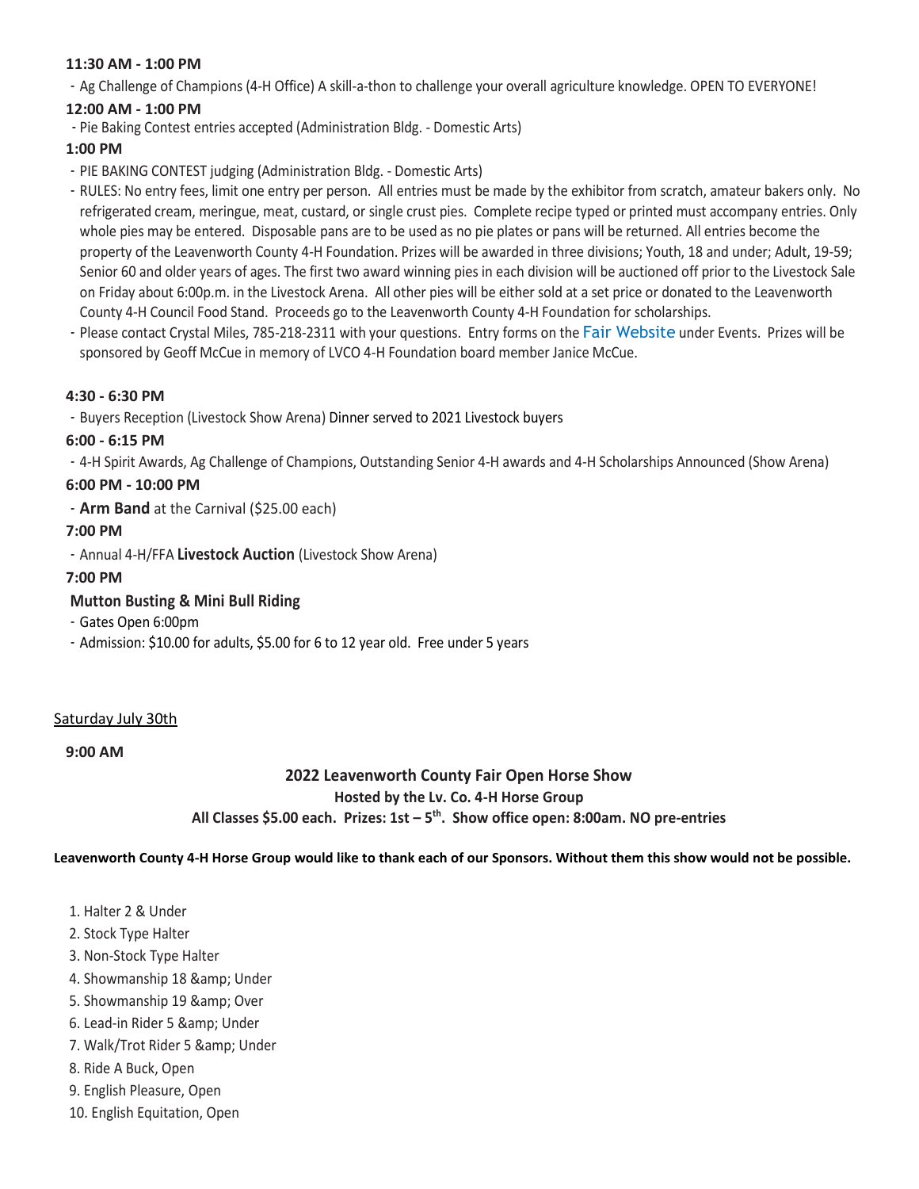**11:30 AM - 1:00 PM**

- Ag Challenge of Champions (4-H Office) A skill-a-thon to challenge your overall agriculture knowledge. OPEN TO EVERYONE!

**12:00 AM - 1:00 PM**

- Pie Baking Contest entries accepted (Administration Bldg. - Domestic Arts)

**1:00 PM**

- PIE BAKING CONTEST judging (Administration Bldg. - Domestic Arts)
- RULES: No entry fees, limit one entry per person. All entries must be made by the exhibitor from scratch, amateur bakers only. No refrigerated cream, meringue, meat, custard, or single crust pies. Complete recipe typed or printed must accompany entries. Only whole pies may be entered. Disposable pans are to be used as no pie plates or pans will be returned. All entries become the property of the Leavenworth County 4-H Foundation. Prizes will be awarded in three divisions; Youth, 18 and under; Adult, 19-59; Senior 60 and older years of ages. The first two award winning pies in each division will be auctioned off prior to the Livestock Sale on Friday about 6:00p.m. in the Livestock Arena. All other pies will be either sold at a set price or donated to the Leavenworth County 4-H Council Food Stand. Proceeds go to the Leavenworth County 4-H Foundation for scholarships.
- Please contact Crystal Miles, 785-218-2311 with your questions. Entry forms on the Fair Website under Events. Prizes will be sponsored by Geoff McCue in memory of LVCO 4-H Foundation board member Janice McCue.

**4:30 - 6:30 PM**

- Buyers Reception (Livestock Show Arena) Dinner served to 2021 Livestock buyers

**6:00 - 6:15 PM**

- 4-H Spirit Awards, Ag Challenge of Champions, Outstanding Senior 4-H awards and 4-H Scholarships Announced (Show Arena)

**6:00 PM - 10:00 PM**

- **Arm Band** at the Carnival ($25.00 each)

**7:00 PM**

- Annual 4-H/FFA **Livestock Auction** (Livestock Show Arena)

**7:00 PM**

**Mutton Busting & Mini Bull Riding**

- Gates Open 6:00pm
- Admission: $10.00 for adults, $5.00 for 6 to 12 year old. Free under 5 years

Saturday July 30th

**9:00 AM**

**2022 Leavenworth County Fair Open Horse Show**

**Hosted by the Lv. Co. 4-H Horse Group**

**All Classes $5.00 each. Prizes: 1st – 5th. Show office open: 8:00am. NO pre-entries**

**Leavenworth County 4-H Horse Group would like to thank each of our Sponsors. Without them this show would not be possible.**

1. Halter 2 & Under
2. Stock Type Halter
3. Non-Stock Type Halter
4. Showmanship 18 &amp; Under
5. Showmanship 19 &amp; Over
6. Lead-in Rider 5 &amp; Under
7. Walk/Trot Rider 5 &amp; Under
8. Ride A Buck, Open
9. English Pleasure, Open
10. English Equitation, Open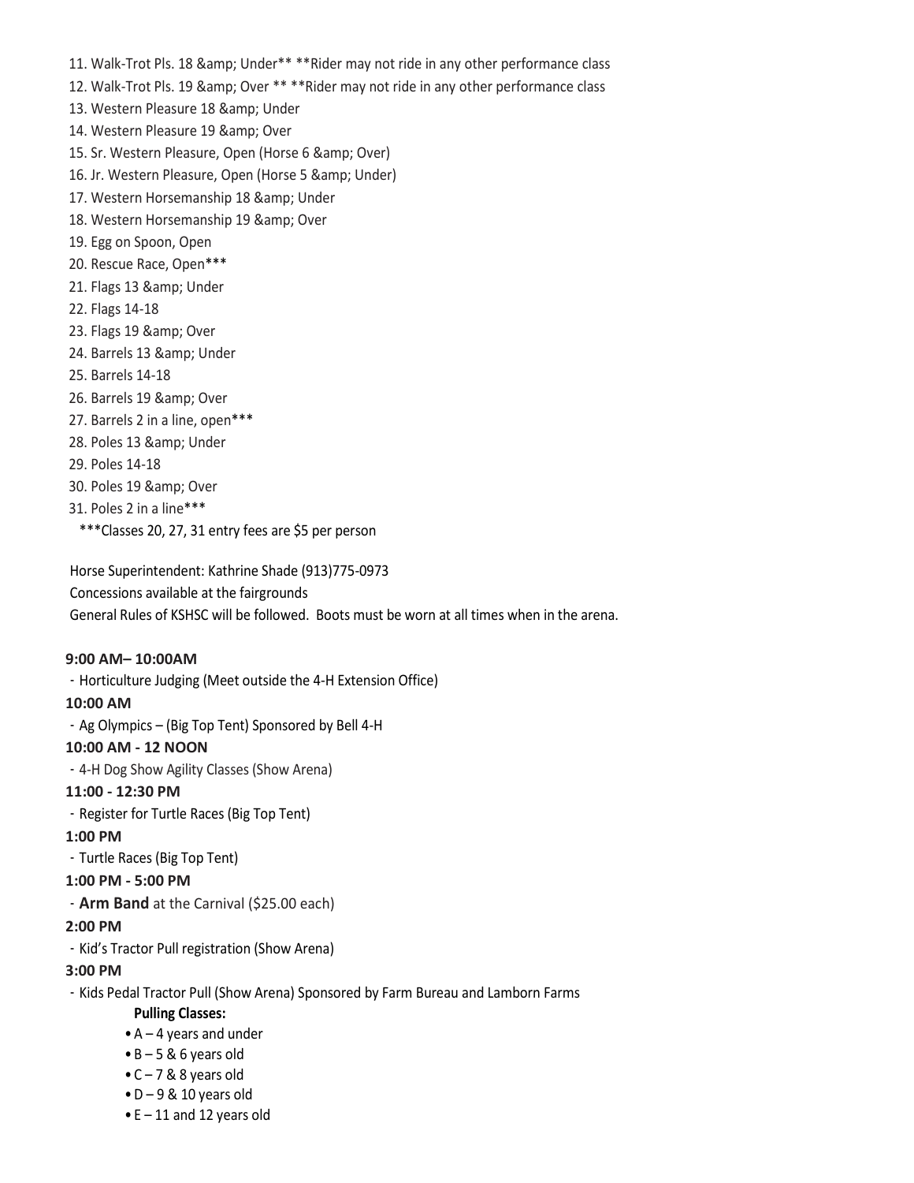11. Walk-Trot Pls. 18 &amp; Under** **Rider may not ride in any other performance class
12. Walk-Trot Pls. 19 &amp; Over ** **Rider may not ride in any other performance class
13. Western Pleasure 18 &amp; Under
14. Western Pleasure 19 &amp; Over
15. Sr. Western Pleasure, Open (Horse 6 &amp; Over)
16. Jr. Western Pleasure, Open (Horse 5 &amp; Under)
17. Western Horsemanship 18 &amp; Under
18. Western Horsemanship 19 &amp; Over
19. Egg on Spoon, Open
20. Rescue Race, Open***
21. Flags 13 &amp; Under
22. Flags 14-18
23. Flags 19 &amp; Over
24. Barrels 13 &amp; Under
25. Barrels 14-18
26. Barrels 19 &amp; Over
27. Barrels 2 in a line, open***
28. Poles 13 &amp; Under
29. Poles 14-18
30. Poles 19 &amp; Over
31. Poles 2 in a line***

***Classes 20, 27, 31 entry fees are $5 per person

Horse Superintendent: Kathrine Shade (913)775-0973

Concessions available at the fairgrounds

General Rules of KSHSC will be followed. Boots must be worn at all times when in the arena.

**9:00 AM– 10:00AM**

- Horticulture Judging (Meet outside the 4-H Extension Office)

**10:00 AM**

- Ag Olympics – (Big Top Tent) Sponsored by Bell 4-H

**10:00 AM - 12 NOON**

- 4-H Dog Show Agility Classes (Show Arena)

**11:00 - 12:30 PM**

- Register for Turtle Races (Big Top Tent)

**1:00 PM**

- Turtle Races (Big Top Tent)

**1:00 PM - 5:00 PM**

- **Arm Band** at the Carnival ($25.00 each)

**2:00 PM**

- Kid's Tractor Pull registration (Show Arena)

**3:00 PM**

- Kids Pedal Tractor Pull (Show Arena) Sponsored by Farm Bureau and Lamborn Farms

**Pulling Classes:**

- A – 4 years and under
- B – 5 & 6 years old
- C – 7 & 8 years old
- D – 9 & 10 years old
- E – 11 and 12 years old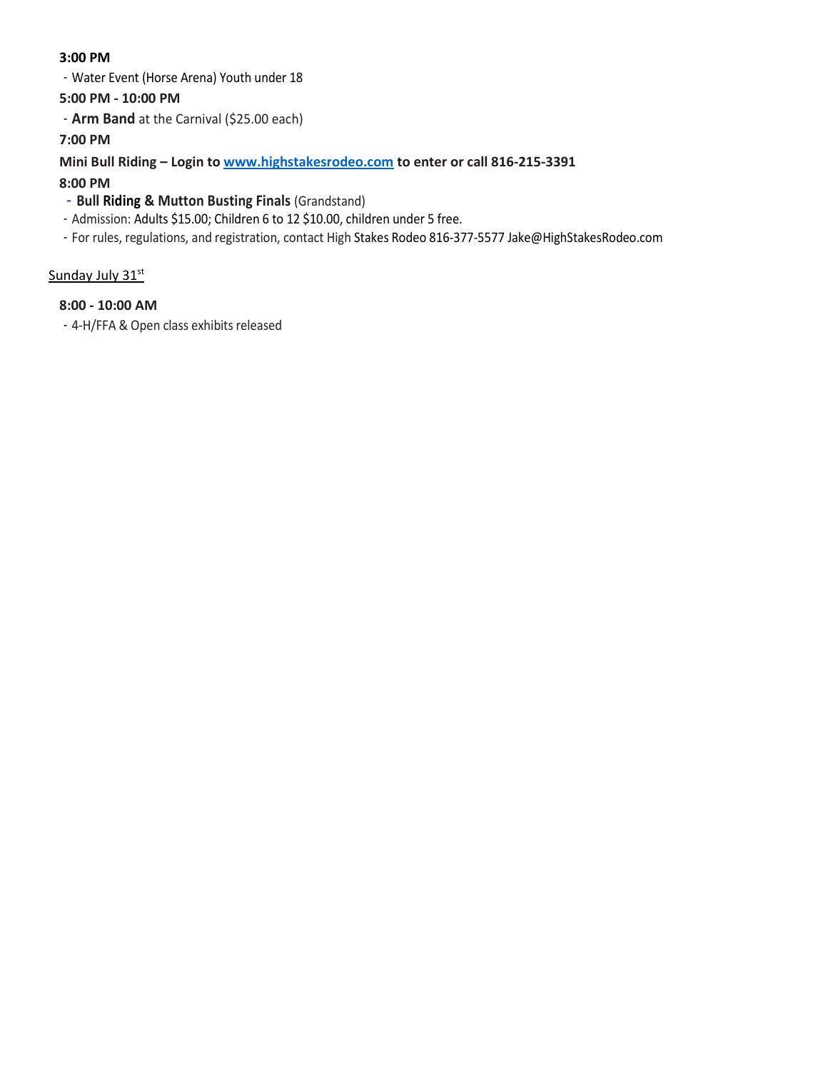**3:00 PM**

- Water Event (Horse Arena) Youth under 18

**5:00 PM - 10:00 PM**

- **Arm Band** at the Carnival ($25.00 each)

**7:00 PM**

**Mini Bull Riding – Login to [www.highstakesrodeo.com](http://www.highstakesrodeo.com) to enter or call 816-215-3391**

**8:00 PM**

- **Bull Riding & Mutton Busting Finals** (Grandstand)
- Admission: Adults $15.00; Children 6 to 12 $10.00, children under 5 free.
- For rules, regulations, and registration, contact High Stakes Rodeo 816-377-5577 Jake@HighStakesRodeo.com

Sunday July 31st

**8:00 - 10:00 AM**

- 4-H/FFA & Open class exhibits released